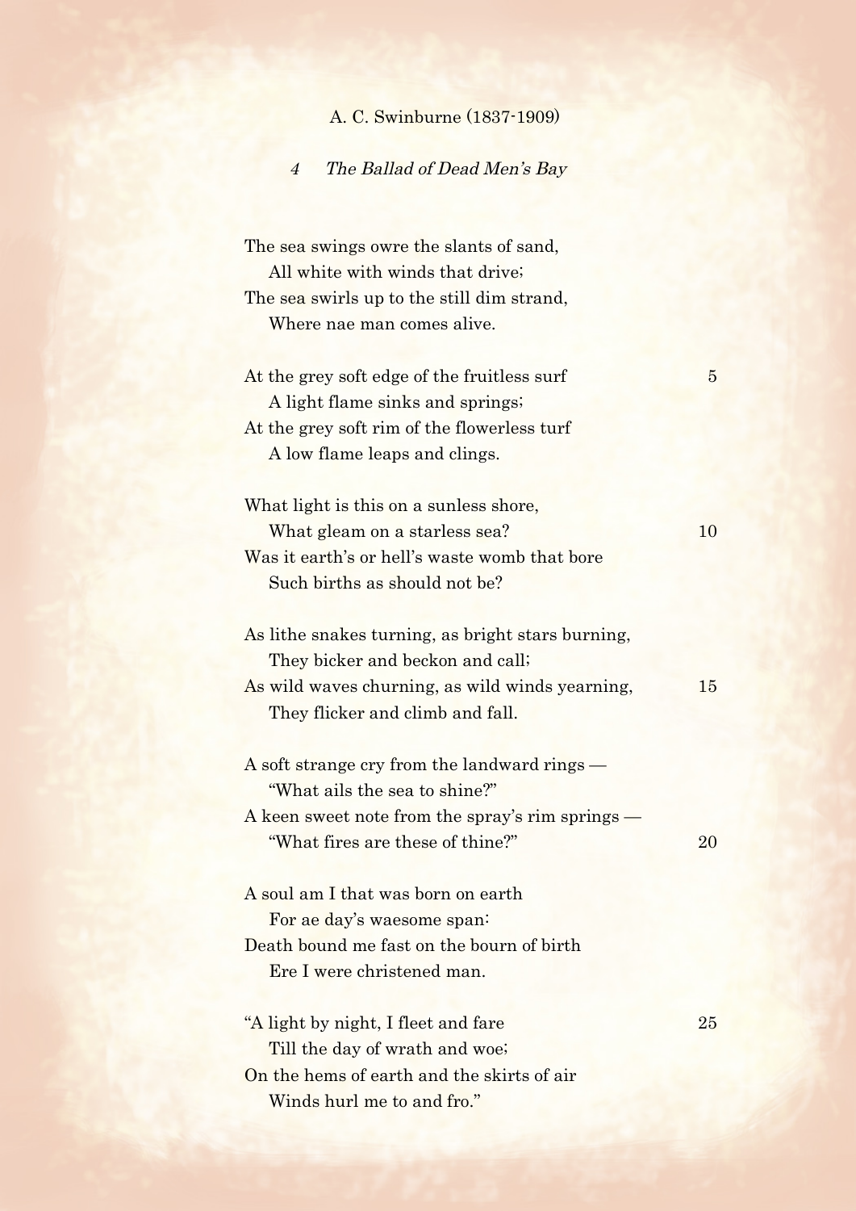A. C. Swinburne (1837-1909)

## *4 The Ballad of Dead Men's Bay*

The sea swings owre the slants of sand,
    All white with winds that drive;
The sea swirls up to the still dim strand,
    Where nae man comes alive.

At the grey soft edge of the fruitless surf
    A light flame sinks and springs;
At the grey soft rim of the flowerless turf
    A low flame leaps and clings.

What light is this on a sunless shore,
    What gleam on a starless sea?
Was it earth's or hell's waste womb that bore
    Such births as should not be?

As lithe snakes turning, as bright stars burning,
    They bicker and beckon and call;
As wild waves churning, as wild winds yearning,
    They flicker and climb and fall.

A soft strange cry from the landward rings —
    "What ails the sea to shine?"
A keen sweet note from the spray's rim springs —
    "What fires are these of thine?"

A soul am I that was born on earth
    For ae day's waesome span:
Death bound me fast on the bourn of birth
    Ere I were christened man.

"A light by night, I fleet and fare
    Till the day of wrath and woe;
On the hems of earth and the skirts of air
    Winds hurl me to and fro."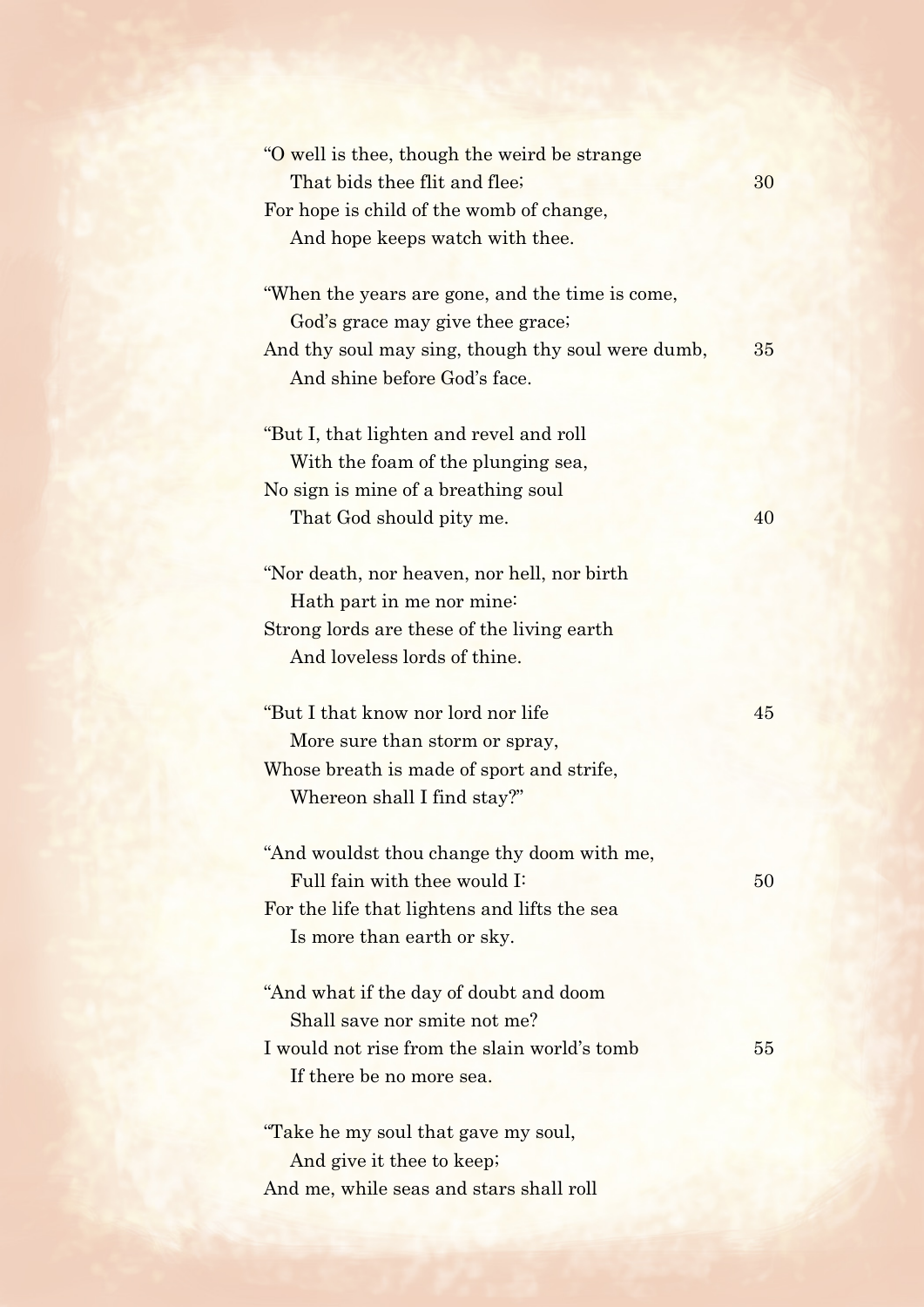"O well is thee, though the weird be strange
  That bids thee flit and flee; 30
For hope is child of the womb of change,
  And hope keeps watch with thee.

"When the years are gone, and the time is come,
  God's grace may give thee grace;
And thy soul may sing, though thy soul were dumb, 35
  And shine before God's face.

"But I, that lighten and revel and roll
  With the foam of the plunging sea,
No sign is mine of a breathing soul
  That God should pity me. 40

"Nor death, nor heaven, nor hell, nor birth
  Hath part in me nor mine:
Strong lords are these of the living earth
  And loveless lords of thine.

"But I that know nor lord nor life 45
  More sure than storm or spray,
Whose breath is made of sport and strife,
  Whereon shall I find stay?"

"And wouldst thou change thy doom with me,
  Full fain with thee would I: 50
For the life that lightens and lifts the sea
  Is more than earth or sky.

"And what if the day of doubt and doom
  Shall save nor smite not me?
I would not rise from the slain world's tomb 55
  If there be no more sea.

"Take he my soul that gave my soul,
  And give it thee to keep;
And me, while seas and stars shall roll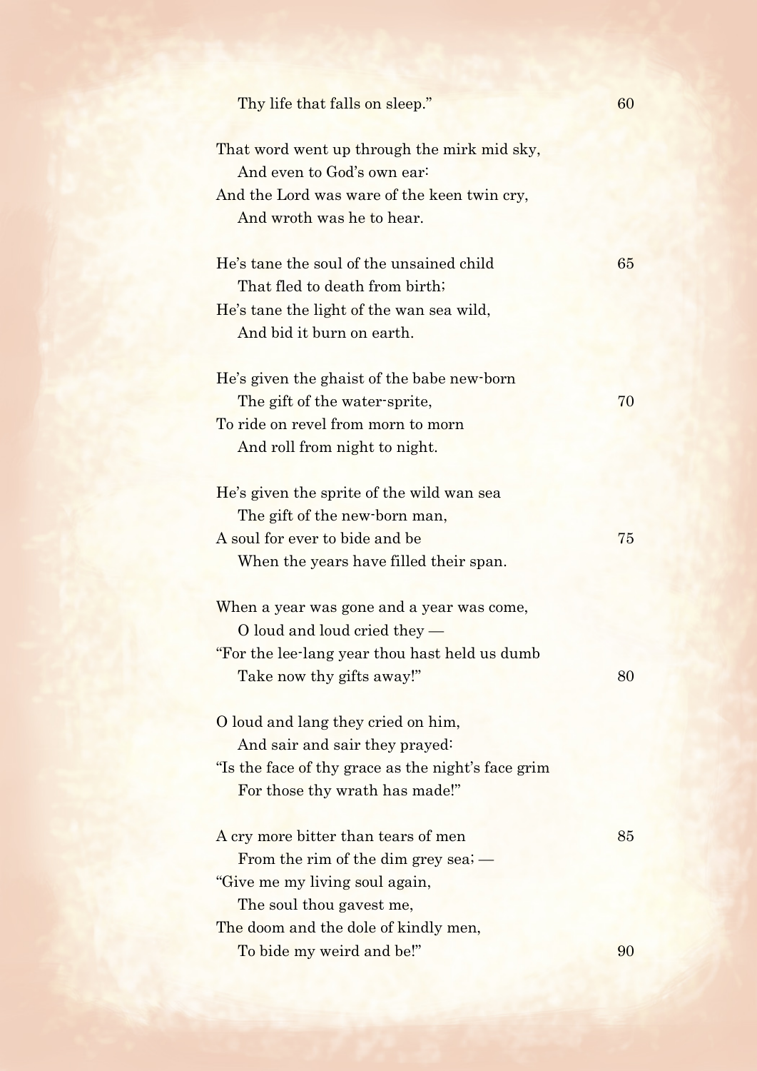Thy life that falls on sleep."

That word went up through the mirk mid sky,  
And even to God's own ear:  
And the Lord was ware of the keen twin cry,  
And wroth was he to hear.

He's tane the soul of the unsained child  
That fled to death from birth;  
He's tane the light of the wan sea wild,  
And bid it burn on earth.

He's given the ghaist of the babe new-born  
The gift of the water-sprite,  
To ride on revel from morn to morn  
And roll from night to night.

He's given the sprite of the wild wan sea  
The gift of the new-born man,  
A soul for ever to bide and be  
When the years have filled their span.

When a year was gone and a year was come,  
O loud and loud cried they —  
"For the lee-lang year thou hast held us dumb  
Take now thy gifts away!"

O loud and lang they cried on him,  
And sair and sair they prayed:  
"Is the face of thy grace as the night's face grim  
For those thy wrath has made!"

A cry more bitter than tears of men  
From the rim of the dim grey sea; —  
"Give me my living soul again,  
The soul thou gavest me,  
The doom and the dole of kindly men,  
To bide my weird and be!"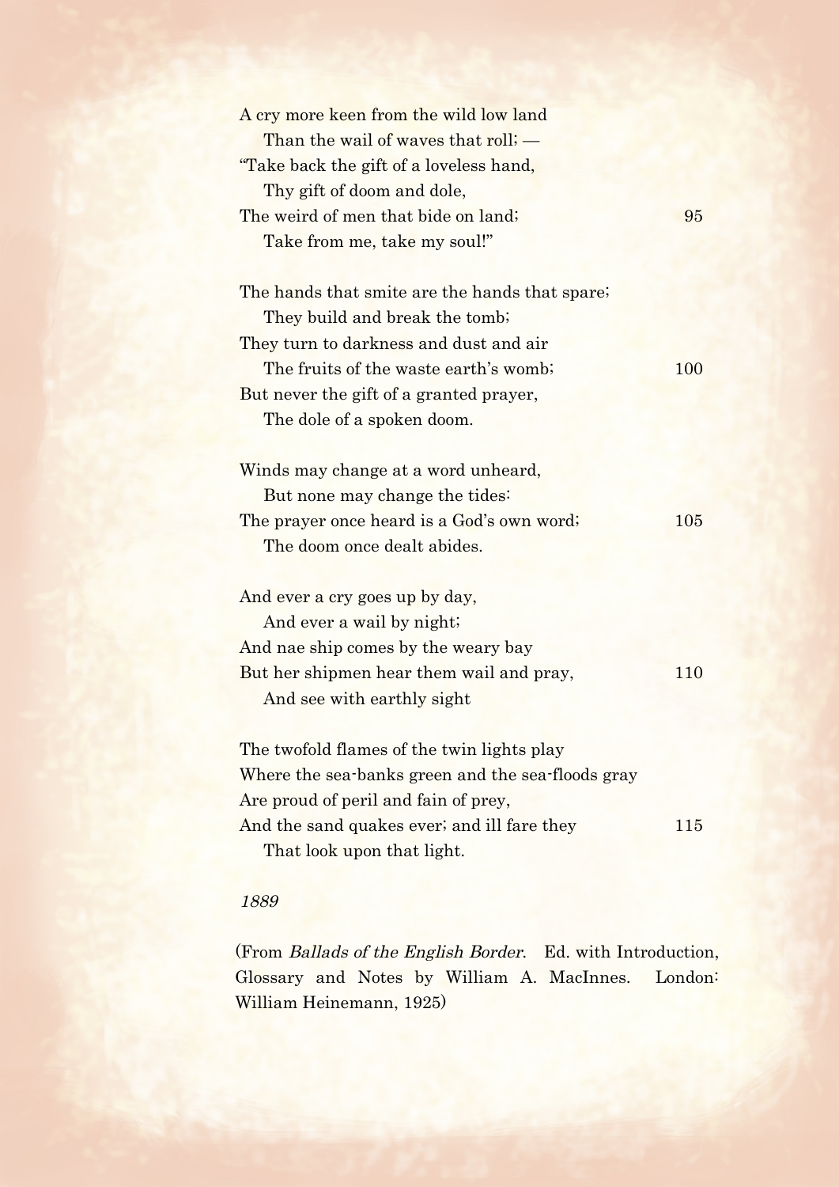A cry more keen from the wild low land
  Than the wail of waves that roll; —
"Take back the gift of a loveless hand,
  Thy gift of doom and dole,
The weird of men that bide on land; 95
  Take from me, take my soul!"

The hands that smite are the hands that spare;
  They build and break the tomb;
They turn to darkness and dust and air
  The fruits of the waste earth's womb; 100
But never the gift of a granted prayer,
  The dole of a spoken doom.

Winds may change at a word unheard,
  But none may change the tides:
The prayer once heard is a God's own word; 105
  The doom once dealt abides.

And ever a cry goes up by day,
  And ever a wail by night;
And nae ship comes by the weary bay
But her shipmen hear them wail and pray, 110
  And see with earthly sight

The twofold flames of the twin lights play
Where the sea-banks green and the sea-floods gray
Are proud of peril and fain of prey,
And the sand quakes ever; and ill fare they 115
  That look upon that light.

*1889*

(From *Ballads of the English Border*. Ed. with Introduction, Glossary and Notes by William A. MacInnes. London: William Heinemann, 1925)